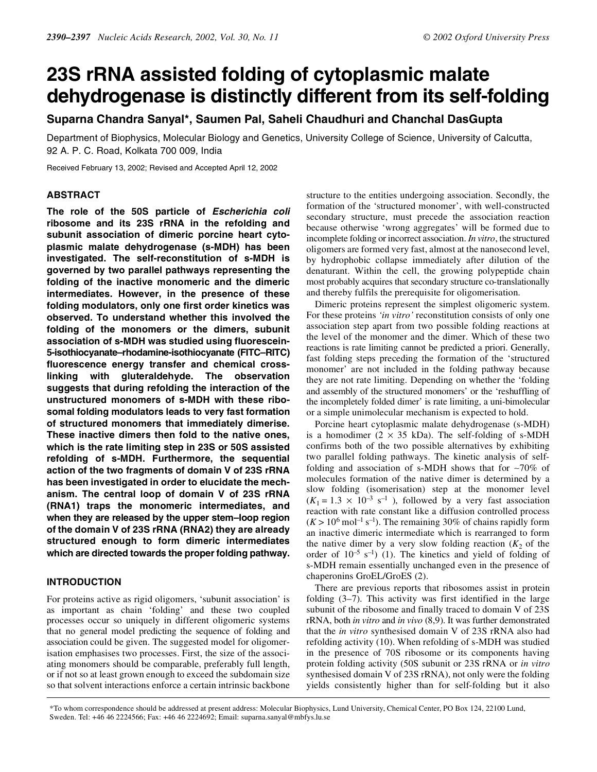# 23S rRNA assisted folding of cytoplasmic malate dehydrogenase is distinctly different from its self-folding

**Suparna Chandra Sanyal\*, Saumen Pal, Saheli Chaudhuri and Chanchal DasGupta**

Department of Biophysics, Molecular Biology and Genetics, University College of Science, University of Calcutta, 92 A. P. C. Road, Kolkata 700 009, India

Received February 13, 2002; Revised and Accepted April 12, 2002

## ABSTRACT

**The role of the 50S particle of *Escherichia coli* ribosome and its 23S rRNA in the refolding and subunit association of dimeric porcine heart cytoplasmic malate dehydrogenase (s-MDH) has been investigated. The self-reconstitution of s-MDH is governed by two parallel pathways representing the folding of the inactive monomeric and the dimeric intermediates. However, in the presence of these folding modulators, only one first order kinetics was observed. To understand whether this involved the folding of the monomers or the dimers, subunit association of s-MDH was studied using fluorescein-5-isothiocyanate–rhodamine-isothiocyanate (FITC–RITC) fluorescence energy transfer and chemical cross-linking with gluteraldehyde. The observation suggests that during refolding the interaction of the unstructured monomers of s-MDH with these ribosomal folding modulators leads to very fast formation of structured monomers that immediately dimerise. These inactive dimers then fold to the native ones, which is the rate limiting step in 23S or 50S assisted refolding of s-MDH. Furthermore, the sequential action of the two fragments of domain V of 23S rRNA has been investigated in order to elucidate the mechanism. The central loop of domain V of 23S rRNA (RNA1) traps the monomeric intermediates, and when they are released by the upper stem–loop region of the domain V of 23S rRNA (RNA2) they are already structured enough to form dimeric intermediates which are directed towards the proper folding pathway.**

## INTRODUCTION

For proteins active as rigid oligomers, 'subunit association' is as important as chain 'folding' and these two coupled processes occur so uniquely in different oligomeric systems that no general model predicting the sequence of folding and association could be given. The suggested model for oligomerisation emphasises two processes. First, the size of the associating monomers should be comparable, preferably full length, or if not so at least grown enough to exceed the subdomain size so that solvent interactions enforce a certain intrinsic backbone structure to the entities undergoing association. Secondly, the formation of the 'structured monomer', with well-constructed secondary structure, must precede the association reaction because otherwise 'wrong aggregates' will be formed due to incomplete folding or incorrect association. *In vitro*, the structured oligomers are formed very fast, almost at the nanosecond level, by hydrophobic collapse immediately after dilution of the denaturant. Within the cell, the growing polypeptide chain most probably acquires that secondary structure co-translationally and thereby fulfils the prerequisite for oligomerisation.

Dimeric proteins represent the simplest oligomeric system. For these proteins *'in vitro'* reconstitution consists of only one association step apart from two possible folding reactions at the level of the monomer and the dimer. Which of these two reactions is rate limiting cannot be predicted a priori. Generally, fast folding steps preceding the formation of the 'structured monomer' are not included in the folding pathway because they are not rate limiting. Depending on whether the 'folding and assembly of the structured monomers' or the 'reshuffling of the incompletely folded dimer' is rate limiting, a uni-bimolecular or a simple unimolecular mechanism is expected to hold.

Porcine heart cytoplasmic malate dehydrogenase (s-MDH) is a homodimer ($2 \times 35$ kDa). The self-folding of s-MDH confirms both of the two possible alternatives by exhibiting two parallel folding pathways. The kinetic analysis of self-folding and association of s-MDH shows that for ~70% of molecules formation of the native dimer is determined by a slow folding (isomerisation) step at the monomer level ($K_1 = 1.3 \times 10^{-3}$ s$^{-1}$ ), followed by a very fast association reaction with rate constant like a diffusion controlled process ($K > 10^6$ mol$^{-1}$ s$^{-1}$). The remaining 30% of chains rapidly form an inactive dimeric intermediate which is rearranged to form the native dimer by a very slow folding reaction ($K_2$ of the order of $10^{-5}$ s$^{-1}$) (1). The kinetics and yield of folding of s-MDH remain essentially unchanged even in the presence of chaperonins GroEL/GroES (2).

There are previous reports that ribosomes assist in protein folding (3–7). This activity was first identified in the large subunit of the ribosome and finally traced to domain V of 23S rRNA, both *in vitro* and *in vivo* (8,9). It was further demonstrated that the *in vitro* synthesised domain V of 23S rRNA also had refolding activity (10). When refolding of s-MDH was studied in the presence of 70S ribosome or its components having protein folding activity (50S subunit or 23S rRNA or *in vitro* synthesised domain V of 23S rRNA), not only were the folding yields consistently higher than for self-folding but it also

\*To whom correspondence should be addressed at present address: Molecular Biophysics, Lund University, Chemical Center, PO Box 124, 22100 Lund, Sweden. Tel: +46 46 2224566; Fax: +46 46 2224692; Email: suparna.sanyal@mbfys.lu.se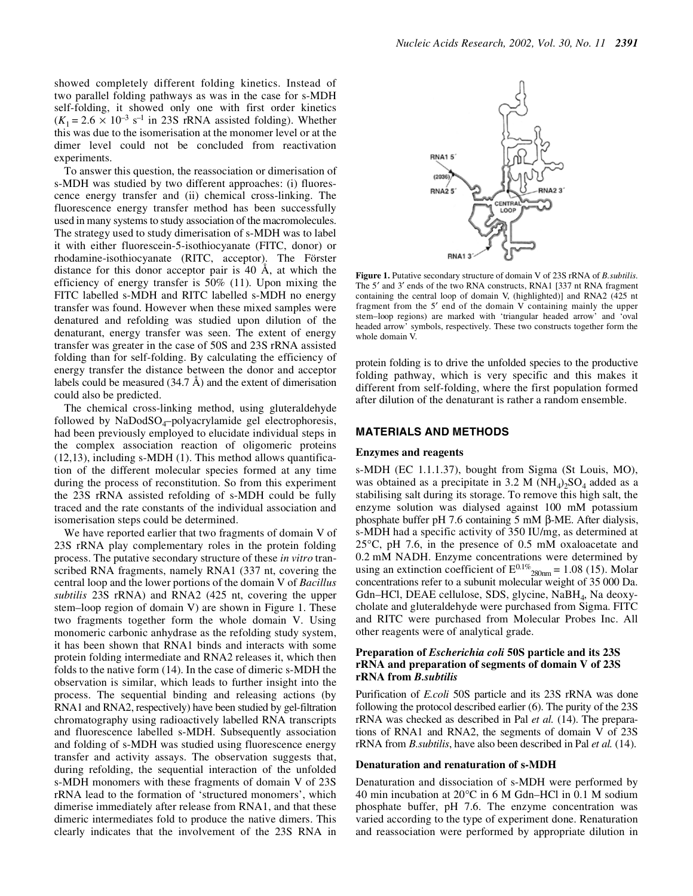showed completely different folding kinetics. Instead of two parallel folding pathways as was in the case for s-MDH self-folding, it showed only one with first order kinetics ($K_1 = 2.6 \times 10^{-3}$ s$^{-1}$ in 23S rRNA assisted folding). Whether this was due to the isomerisation at the monomer level or at the dimer level could not be concluded from reactivation experiments.

To answer this question, the reassociation or dimerisation of s-MDH was studied by two different approaches: (i) fluorescence energy transfer and (ii) chemical cross-linking. The fluorescence energy transfer method has been successfully used in many systems to study association of the macromolecules. The strategy used to study dimerisation of s-MDH was to label it with either fluorescein-5-isothiocyanate (FITC, donor) or rhodamine-isothiocyanate (RITC, acceptor). The Förster distance for this donor acceptor pair is 40 Å, at which the efficiency of energy transfer is 50% (11). Upon mixing the FITC labelled s-MDH and RITC labelled s-MDH no energy transfer was found. However when these mixed samples were denatured and refolding was studied upon dilution of the denaturant, energy transfer was seen. The extent of energy transfer was greater in the case of 50S and 23S rRNA assisted folding than for self-folding. By calculating the efficiency of energy transfer the distance between the donor and acceptor labels could be measured (34.7 Å) and the extent of dimerisation could also be predicted.

The chemical cross-linking method, using gluteraldehyde followed by NaDodSO$_4$–polyacrylamide gel electrophoresis, had been previously employed to elucidate individual steps in the complex association reaction of oligomeric proteins (12,13), including s-MDH (1). This method allows quantification of the different molecular species formed at any time during the process of reconstitution. So from this experiment the 23S rRNA assisted refolding of s-MDH could be fully traced and the rate constants of the individual association and isomerisation steps could be determined.

We have reported earlier that two fragments of domain V of 23S rRNA play complementary roles in the protein folding process. The putative secondary structure of these *in vitro* transcribed RNA fragments, namely RNA1 (337 nt, covering the central loop and the lower portions of the domain V of *Bacillus subtilis* 23S rRNA) and RNA2 (425 nt, covering the upper stem–loop region of domain V) are shown in Figure 1. These two fragments together form the whole domain V. Using monomeric carbonic anhydrase as the refolding study system, it has been shown that RNA1 binds and interacts with some protein folding intermediate and RNA2 releases it, which then folds to the native form (14). In the case of dimeric s-MDH the observation is similar, which leads to further insight into the process. The sequential binding and releasing actions (by RNA1 and RNA2, respectively) have been studied by gel-filtration chromatography using radioactively labelled RNA transcripts and fluorescence labelled s-MDH. Subsequently association and folding of s-MDH was studied using fluorescence energy transfer and activity assays. The observation suggests that, during refolding, the sequential interaction of the unfolded s-MDH monomers with these fragments of domain V of 23S rRNA lead to the formation of 'structured monomers', which dimerise immediately after release from RNA1, and that these dimeric intermediates fold to produce the native dimers. This clearly indicates that the involvement of the 23S RNA in protein folding is to drive the unfolded species to the productive folding pathway, which is very specific and this makes it different from self-folding, where the first population formed after dilution of the denaturant is rather a random ensemble.

**Figure 1.** Putative secondary structure of domain V of 23S rRNA of *B.subtilis*. The 5′ and 3′ ends of the two RNA constructs, RNA1 [337 nt RNA fragment containing the central loop of domain V, (highlighted)] and RNA2 (425 nt fragment from the 5′ end of the domain V containing mainly the upper stem–loop regions) are marked with 'triangular headed arrow' and 'oval headed arrow' symbols, respectively. These two constructs together form the whole domain V.

## MATERIALS AND METHODS

### Enzymes and reagents

s-MDH (EC 1.1.1.37), bought from Sigma (St Louis, MO), was obtained as a precipitate in 3.2 M $(NH_4)_2SO_4$ added as a stabilising salt during its storage. To remove this high salt, the enzyme solution was dialysed against 100 mM potassium phosphate buffer pH 7.6 containing 5 mM β-ME. After dialysis, s-MDH had a specific activity of 350 IU/mg, as determined at 25°C, pH 7.6, in the presence of 0.5 mM oxaloacetate and 0.2 mM NADH. Enzyme concentrations were determined by using an extinction coefficient of $E^{0.1\%}_{280nm} = 1.08$ (15). Molar concentrations refer to a subunit molecular weight of 35 000 Da. Gdn–HCl, DEAE cellulose, SDS, glycine, $NaBH_4$, Na deoxycholate and gluteraldehyde were purchased from Sigma. FITC and RITC were purchased from Molecular Probes Inc. All other reagents were of analytical grade.

### Preparation of *Escherichia coli* 50S particle and its 23S rRNA and preparation of segments of domain V of 23S rRNA from *B.subtilis*

Purification of *E.coli* 50S particle and its 23S rRNA was done following the protocol described earlier (6). The purity of the 23S rRNA was checked as described in Pal *et al.* (14). The preparations of RNA1 and RNA2, the segments of domain V of 23S rRNA from *B.subtilis*, have also been described in Pal *et al.* (14).

### Denaturation and renaturation of s-MDH

Denaturation and dissociation of s-MDH were performed by 40 min incubation at 20°C in 6 M Gdn–HCl in 0.1 M sodium phosphate buffer, pH 7.6. The enzyme concentration was varied according to the type of experiment done. Renaturation and reassociation were performed by appropriate dilution in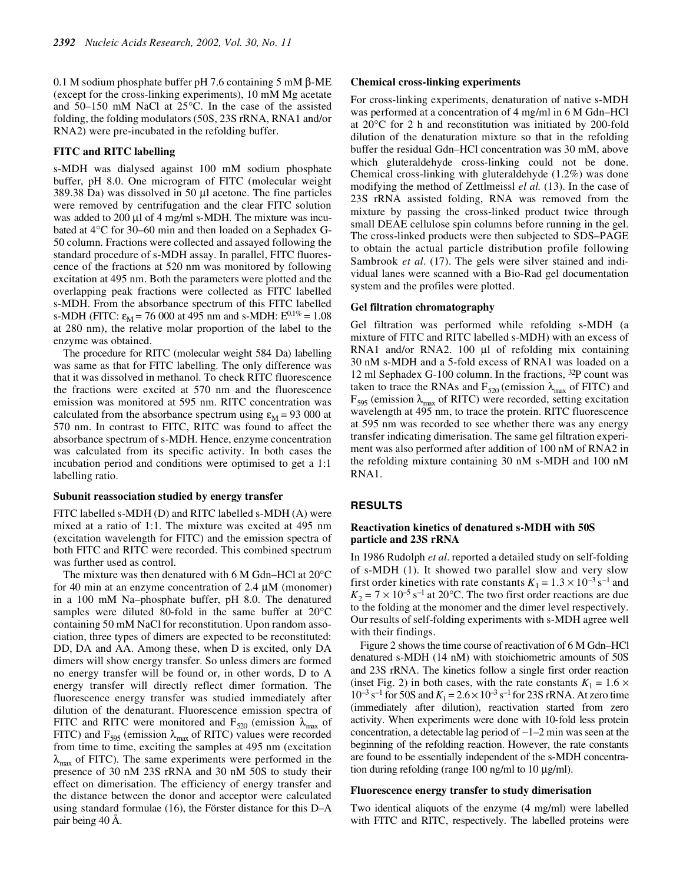0.1 M sodium phosphate buffer pH 7.6 containing 5 mM β-ME (except for the cross-linking experiments), 10 mM Mg acetate and 50–150 mM NaCl at 25°C. In the case of the assisted folding, the folding modulators (50S, 23S rRNA, RNA1 and/or RNA2) were pre-incubated in the refolding buffer.

### FITC and RITC labelling

s-MDH was dialysed against 100 mM sodium phosphate buffer, pH 8.0. One microgram of FITC (molecular weight 389.38 Da) was dissolved in 50 µl acetone. The fine particles were removed by centrifugation and the clear FITC solution was added to 200 µl of 4 mg/ml s-MDH. The mixture was incubated at 4°C for 30–60 min and then loaded on a Sephadex G-50 column. Fractions were collected and assayed following the standard procedure of s-MDH assay. In parallel, FITC fluorescence of the fractions at 520 nm was monitored by following excitation at 495 nm. Both the parameters were plotted and the overlapping peak fractions were collected as FITC labelled s-MDH. From the absorbance spectrum of this FITC labelled s-MDH (FITC: $\varepsilon_M = 76\,000$ at 495 nm and s-MDH: $E^{0.1\%} = 1.08$ at 280 nm), the relative molar proportion of the label to the enzyme was obtained.

The procedure for RITC (molecular weight 584 Da) labelling was same as that for FITC labelling. The only difference was that it was dissolved in methanol. To check RITC fluorescence the fractions were excited at 570 nm and the fluorescence emission was monitored at 595 nm. RITC concentration was calculated from the absorbance spectrum using $\varepsilon_M = 93\,000$ at 570 nm. In contrast to FITC, RITC was found to affect the absorbance spectrum of s-MDH. Hence, enzyme concentration was calculated from its specific activity. In both cases the incubation period and conditions were optimised to get a 1:1 labelling ratio.

### Subunit reassociation studied by energy transfer

FITC labelled s-MDH (D) and RITC labelled s-MDH (A) were mixed at a ratio of 1:1. The mixture was excited at 495 nm (excitation wavelength for FITC) and the emission spectra of both FITC and RITC were recorded. This combined spectrum was further used as control.

The mixture was then denatured with 6 M Gdn–HCl at 20°C for 40 min at an enzyme concentration of 2.4 µM (monomer) in a 100 mM Na–phosphate buffer, pH 8.0. The denatured samples were diluted 80-fold in the same buffer at 20°C containing 50 mM NaCl for reconstitution. Upon random association, three types of dimers are expected to be reconstituted: DD, DA and AA. Among these, when D is excited, only DA dimers will show energy transfer. So unless dimers are formed no energy transfer will be found or, in other words, D to A energy transfer will directly reflect dimer formation. The fluorescence energy transfer was studied immediately after dilution of the denaturant. Fluorescence emission spectra of FITC and RITC were monitored and $F_{520}$ (emission $\lambda_{max}$ of FITC) and $F_{595}$ (emission $\lambda_{max}$ of RITC) values were recorded from time to time, exciting the samples at 495 nm (excitation $\lambda_{max}$ of FITC). The same experiments were performed in the presence of 30 nM 23S rRNA and 30 nM 50S to study their effect on dimerisation. The efficiency of energy transfer and the distance between the donor and acceptor were calculated using standard formulae (16), the Förster distance for this D–A pair being 40 Å.

### Chemical cross-linking experiments

For cross-linking experiments, denaturation of native s-MDH was performed at a concentration of 4 mg/ml in 6 M Gdn–HCl at 20°C for 2 h and reconstitution was initiated by 200-fold dilution of the denaturation mixture so that in the refolding buffer the residual Gdn–HCl concentration was 30 mM, above which gluteraldehyde cross-linking could not be done. Chemical cross-linking with gluteraldehyde (1.2%) was done modifying the method of Zettlmeissl *et al.* (13). In the case of 23S rRNA assisted folding, RNA was removed from the mixture by passing the cross-linked product twice through small DEAE cellulose spin columns before running in the gel. The cross-linked products were then subjected to SDS–PAGE to obtain the actual particle distribution profile following Sambrook *et al*. (17). The gels were silver stained and individual lanes were scanned with a Bio-Rad gel documentation system and the profiles were plotted.

### Gel filtration chromatography

Gel filtration was performed while refolding s-MDH (a mixture of FITC and RITC labelled s-MDH) with an excess of RNA1 and/or RNA2. 100 µl of refolding mix containing 30 nM s-MDH and a 5-fold excess of RNA1 was loaded on a 12 ml Sephadex G-100 column. In the fractions, $^{32}$P count was taken to trace the RNAs and $F_{520}$ (emission $\lambda_{max}$ of FITC) and $F_{595}$ (emission $\lambda_{max}$ of RITC) were recorded, setting excitation wavelength at 495 nm, to trace the protein. RITC fluorescence at 595 nm was recorded to see whether there was any energy transfer indicating dimerisation. The same gel filtration experiment was also performed after addition of 100 nM of RNA2 in the refolding mixture containing 30 nM s-MDH and 100 nM RNA1.

## RESULTS

### Reactivation kinetics of denatured s-MDH with 50S particle and 23S rRNA

In 1986 Rudolph *et al.* reported a detailed study on self-folding of s-MDH (1). It showed two parallel slow and very slow first order kinetics with rate constants $K_1 = 1.3 \times 10^{-3}\ \text{s}^{-1}$ and $K_2 = 7 \times 10^{-5}\ \text{s}^{-1}$ at 20°C. The two first order reactions are due to the folding at the monomer and the dimer level respectively. Our results of self-folding experiments with s-MDH agree well with their findings.

Figure 2 shows the time course of reactivation of 6 M Gdn–HCl denatured s-MDH (14 nM) with stoichiometric amounts of 50S and 23S rRNA. The kinetics follow a single first order reaction (inset Fig. 2) in both cases, with the rate constants $K_1 = 1.6 \times 10^{-3}\ \text{s}^{-1}$ for 50S and $K_1 = 2.6 \times 10^{-3}\ \text{s}^{-1}$ for 23S rRNA. At zero time (immediately after dilution), reactivation started from zero activity. When experiments were done with 10-fold less protein concentration, a detectable lag period of ~1–2 min was seen at the beginning of the refolding reaction. However, the rate constants are found to be essentially independent of the s-MDH concentration during refolding (range 100 ng/ml to 10 µg/ml).

### Fluorescence energy transfer to study dimerisation

Two identical aliquots of the enzyme (4 mg/ml) were labelled with FITC and RITC, respectively. The labelled proteins were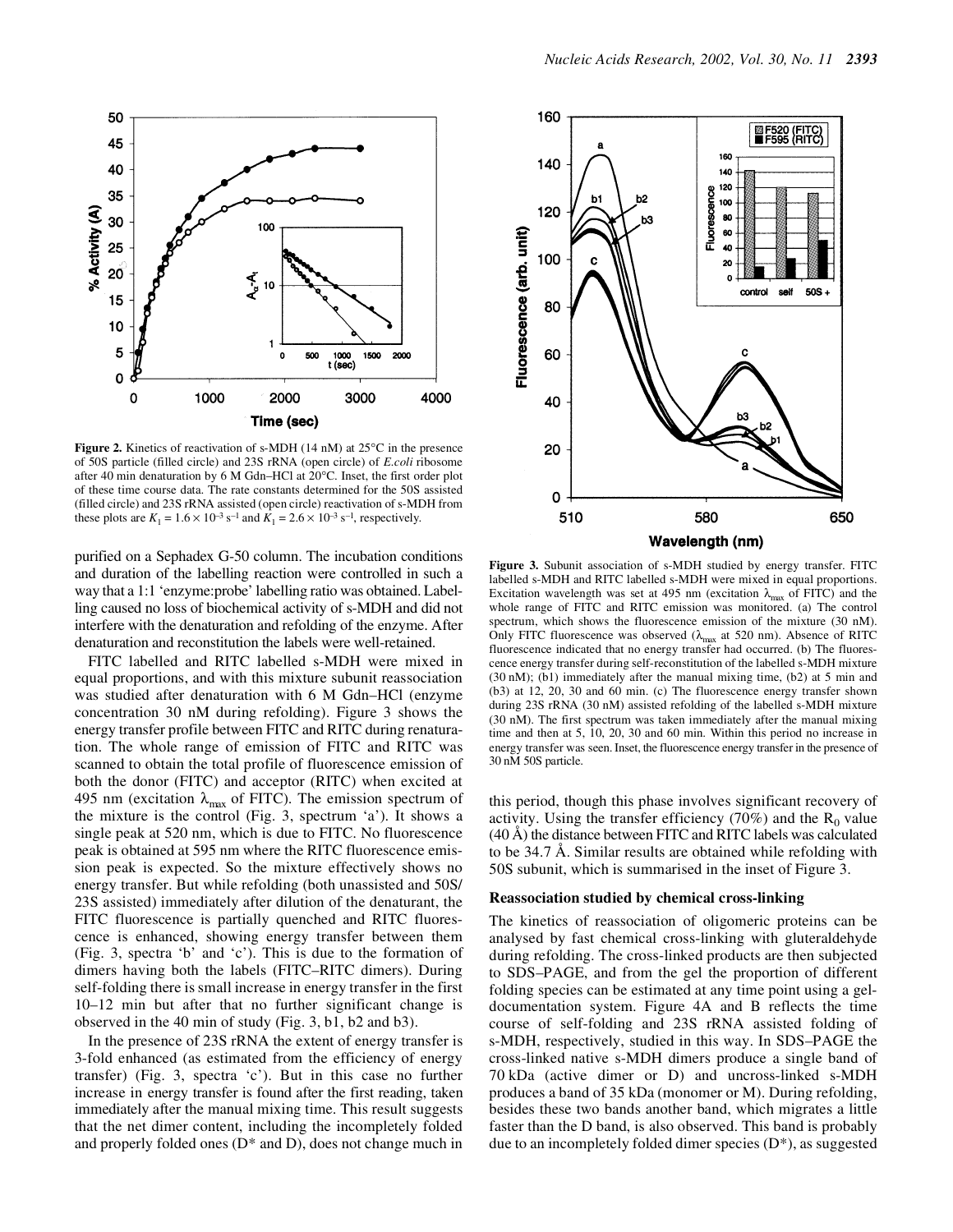**Figure 2.** Kinetics of reactivation of s-MDH (14 nM) at 25°C in the presence of 50S particle (filled circle) and 23S rRNA (open circle) of *E.coli* ribosome after 40 min denaturation by 6 M Gdn–HCl at 20°C. Inset, the first order plot of these time course data. The rate constants determined for the 50S assisted (filled circle) and 23S rRNA assisted (open circle) reactivation of s-MDH from these plots are $K_1 = 1.6 \times 10^{-3}$ s$^{-1}$ and $K_1 = 2.6 \times 10^{-3}$ s$^{-1}$, respectively.

purified on a Sephadex G-50 column. The incubation conditions and duration of the labelling reaction were controlled in such a way that a 1:1 'enzyme:probe' labelling ratio was obtained. Labelling caused no loss of biochemical activity of s-MDH and did not interfere with the denaturation and refolding of the enzyme. After denaturation and reconstitution the labels were well-retained.

FITC labelled and RITC labelled s-MDH were mixed in equal proportions, and with this mixture subunit reassociation was studied after denaturation with 6 M Gdn–HCl (enzyme concentration 30 nM during refolding). Figure 3 shows the energy transfer profile between FITC and RITC during renaturation. The whole range of emission of FITC and RITC was scanned to obtain the total profile of fluorescence emission of both the donor (FITC) and acceptor (RITC) when excited at 495 nm (excitation $\lambda_{max}$ of FITC). The emission spectrum of the mixture is the control (Fig. 3, spectrum 'a'). It shows a single peak at 520 nm, which is due to FITC. No fluorescence peak is obtained at 595 nm where the RITC fluorescence emission peak is expected. So the mixture effectively shows no energy transfer. But while refolding (both unassisted and 50S/23S assisted) immediately after dilution of the denaturant, the FITC fluorescence is partially quenched and RITC fluorescence is enhanced, showing energy transfer between them (Fig. 3, spectra 'b' and 'c'). This is due to the formation of dimers having both the labels (FITC–RITC dimers). During self-folding there is small increase in energy transfer in the first 10–12 min but after that no further significant change is observed in the 40 min of study (Fig. 3, b1, b2 and b3).

In the presence of 23S rRNA the extent of energy transfer is 3-fold enhanced (as estimated from the efficiency of energy transfer) (Fig. 3, spectra 'c'). But in this case no further increase in energy transfer is found after the first reading, taken immediately after the manual mixing time. This result suggests that the net dimer content, including the incompletely folded and properly folded ones (D* and D), does not change much in this period, though this phase involves significant recovery of activity. Using the transfer efficiency (70%) and the $R_0$ value (40 Å) the distance between FITC and RITC labels was calculated to be 34.7 Å. Similar results are obtained while refolding with 50S subunit, which is summarised in the inset of Figure 3.

**Figure 3.** Subunit association of s-MDH studied by energy transfer. FITC labelled s-MDH and RITC labelled s-MDH were mixed in equal proportions. Excitation wavelength was set at 495 nm (excitation $\lambda_{max}$ of FITC) and the whole range of FITC and RITC emission was monitored. (a) The control spectrum, which shows the fluorescence emission of the mixture (30 nM). Only FITC fluorescence was observed ($\lambda_{max}$ at 520 nm). Absence of RITC fluorescence indicated that no energy transfer had occurred. (b) The fluorescence energy transfer during self-reconstitution of the labelled s-MDH mixture (30 nM); (b1) immediately after the manual mixing time, (b2) at 5 min and (b3) at 12, 20, 30 and 60 min. (c) The fluorescence energy transfer shown during 23S rRNA (30 nM) assisted refolding of the labelled s-MDH mixture (30 nM). The first spectrum was taken immediately after the manual mixing time and then at 5, 10, 20, 30 and 60 min. Within this period no increase in energy transfer was seen. Inset, the fluorescence energy transfer in the presence of 30 nM 50S particle.

### Reassociation studied by chemical cross-linking

The kinetics of reassociation of oligomeric proteins can be analysed by fast chemical cross-linking with gluteraldehyde during refolding. The cross-linked products are then subjected to SDS–PAGE, and from the gel the proportion of different folding species can be estimated at any time point using a gel-documentation system. Figure 4A and B reflects the time course of self-folding and 23S rRNA assisted folding of s-MDH, respectively, studied in this way. In SDS–PAGE the cross-linked native s-MDH dimers produce a single band of 70 kDa (active dimer or D) and uncross-linked s-MDH produces a band of 35 kDa (monomer or M). During refolding, besides these two bands another band, which migrates a little faster than the D band, is also observed. This band is probably due to an incompletely folded dimer species (D*), as suggested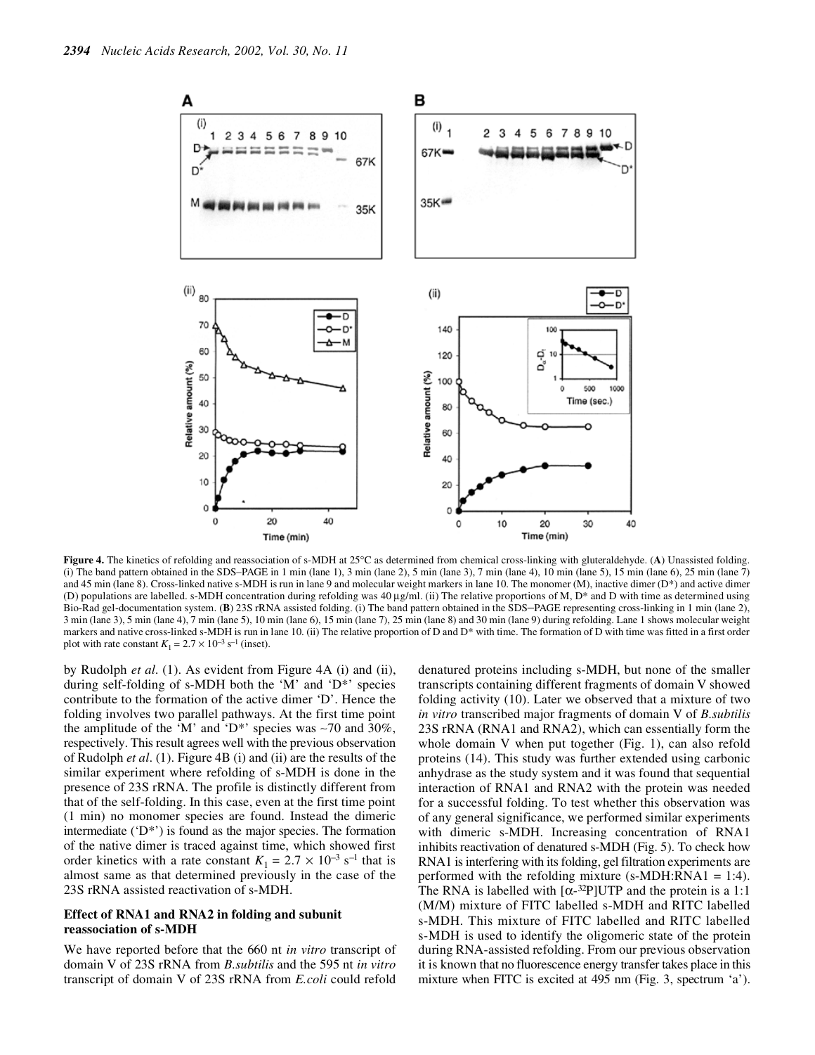**Figure 4.** The kinetics of refolding and reassociation of s-MDH at 25°C as determined from chemical cross-linking with gluteraldehyde. (**A**) Unassisted folding. (i) The band pattern obtained in the SDS–PAGE in 1 min (lane 1), 3 min (lane 2), 5 min (lane 3), 7 min (lane 4), 10 min (lane 5), 15 min (lane 6), 25 min (lane 7) and 45 min (lane 8). Cross-linked native s-MDH is run in lane 9 and molecular weight markers in lane 10. The monomer (M), inactive dimer (D*) and active dimer (D) populations are labelled. s-MDH concentration during refolding was 40 µg/ml. (ii) The relative proportions of M, D* and D with time as determined using Bio-Rad gel-documentation system. (**B**) 23S rRNA assisted folding. (i) The band pattern obtained in the SDS–PAGE representing cross-linking in 1 min (lane 2), 3 min (lane 3), 5 min (lane 4), 7 min (lane 5), 10 min (lane 6), 15 min (lane 7), 25 min (lane 8) and 30 min (lane 9) during refolding. Lane 1 shows molecular weight markers and native cross-linked s-MDH is run in lane 10. (ii) The relative proportion of D and D* with time. The formation of D with time was fitted in a first order plot with rate constant $K_1 = 2.7 \times 10^{-3}$ s$^{-1}$ (inset).

by Rudolph *et al*. (1). As evident from Figure 4A (i) and (ii), during self-folding of s-MDH both the 'M' and 'D*' species contribute to the formation of the active dimer 'D'. Hence the folding involves two parallel pathways. At the first time point the amplitude of the 'M' and 'D*' species was ~70 and 30%, respectively. This result agrees well with the previous observation of Rudolph *et al*. (1). Figure 4B (i) and (ii) are the results of the similar experiment where refolding of s-MDH is done in the presence of 23S rRNA. The profile is distinctly different from that of the self-folding. In this case, even at the first time point (1 min) no monomer species are found. Instead the dimeric intermediate ('D*') is found as the major species. The formation of the native dimer is traced against time, which showed first order kinetics with a rate constant $K_1 = 2.7 \times 10^{-3}$ s$^{-1}$ that is almost same as that determined previously in the case of the 23S rRNA assisted reactivation of s-MDH.

### Effect of RNA1 and RNA2 in folding and subunit reassociation of s-MDH

We have reported before that the 660 nt *in vitro* transcript of domain V of 23S rRNA from *B.subtilis* and the 595 nt *in vitro* transcript of domain V of 23S rRNA from *E.coli* could refold denatured proteins including s-MDH, but none of the smaller transcripts containing different fragments of domain V showed folding activity (10). Later we observed that a mixture of two *in vitro* transcribed major fragments of domain V of *B.subtilis* 23S rRNA (RNA1 and RNA2), which can essentially form the whole domain V when put together (Fig. 1), can also refold proteins (14). This study was further extended using carbonic anhydrase as the study system and it was found that sequential interaction of RNA1 and RNA2 with the protein was needed for a successful folding. To test whether this observation was of any general significance, we performed similar experiments with dimeric s-MDH. Increasing concentration of RNA1 inhibits reactivation of denatured s-MDH (Fig. 5). To check how RNA1 is interfering with its folding, gel filtration experiments are performed with the refolding mixture (s-MDH:RNA1 = 1:4). The RNA is labelled with [$\alpha$-$^{32}$P]UTP and the protein is a 1:1 (M/M) mixture of FITC labelled s-MDH and RITC labelled s-MDH. This mixture of FITC labelled and RITC labelled s-MDH is used to identify the oligomeric state of the protein during RNA-assisted refolding. From our previous observation it is known that no fluorescence energy transfer takes place in this mixture when FITC is excited at 495 nm (Fig. 3, spectrum 'a').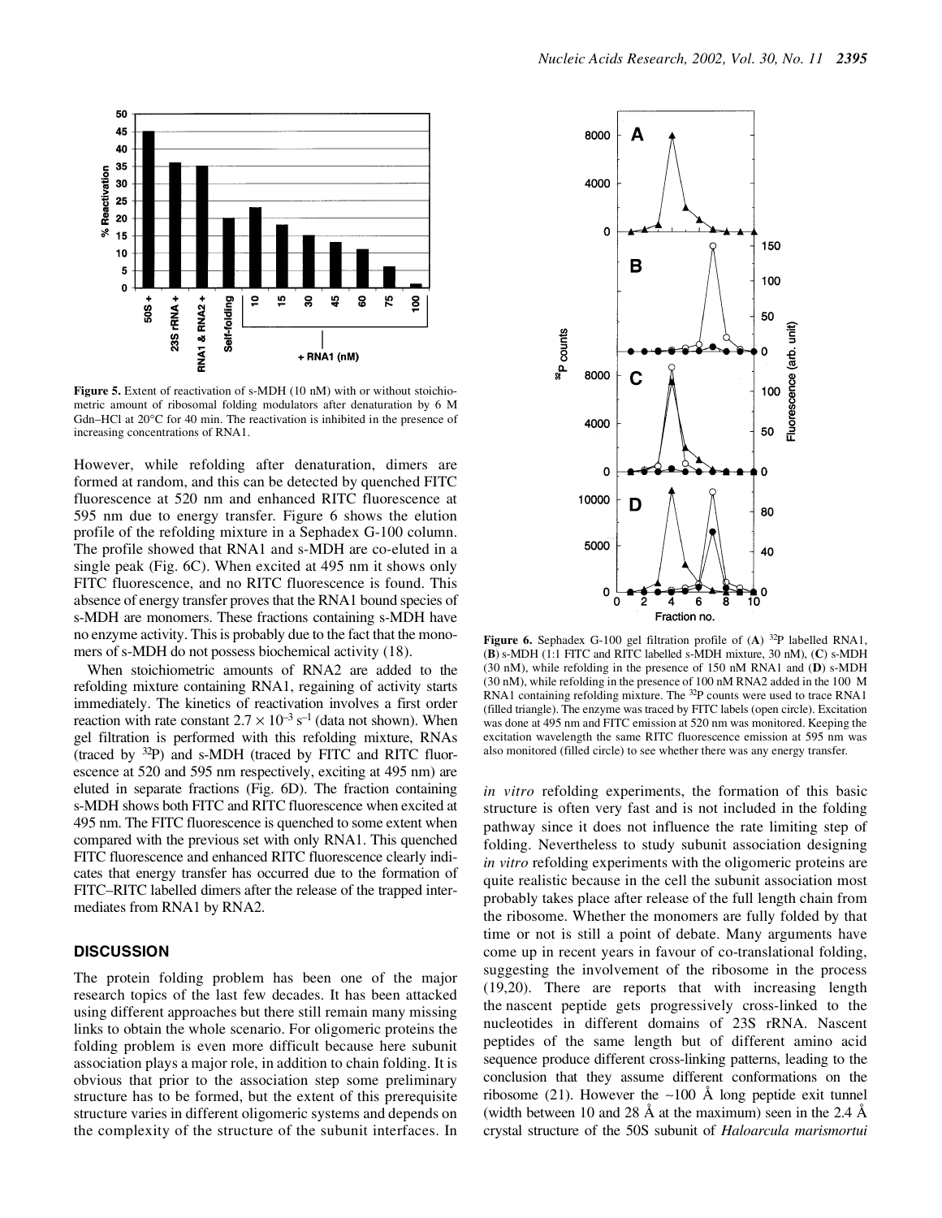**Figure 5.** Extent of reactivation of s-MDH (10 nM) with or without stoichiometric amount of ribosomal folding modulators after denaturation by 6 M Gdn–HCl at 20°C for 40 min. The reactivation is inhibited in the presence of increasing concentrations of RNA1.

However, while refolding after denaturation, dimers are formed at random, and this can be detected by quenched FITC fluorescence at 520 nm and enhanced RITC fluorescence at 595 nm due to energy transfer. Figure 6 shows the elution profile of the refolding mixture in a Sephadex G-100 column. The profile showed that RNA1 and s-MDH are co-eluted in a single peak (Fig. 6C). When excited at 495 nm it shows only FITC fluorescence, and no RITC fluorescence is found. This absence of energy transfer proves that the RNA1 bound species of s-MDH are monomers. These fractions containing s-MDH have no enzyme activity. This is probably due to the fact that the monomers of s-MDH do not possess biochemical activity (18).

When stoichiometric amounts of RNA2 are added to the refolding mixture containing RNA1, regaining of activity starts immediately. The kinetics of reactivation involves a first order reaction with rate constant $2.7 \times 10^{-3}$ s$^{-1}$ (data not shown). When gel filtration is performed with this refolding mixture, RNAs (traced by $^{32}$P) and s-MDH (traced by FITC and RITC fluorescence at 520 and 595 nm respectively, exciting at 495 nm) are eluted in separate fractions (Fig. 6D). The fraction containing s-MDH shows both FITC and RITC fluorescence when excited at 495 nm. The FITC fluorescence is quenched to some extent when compared with the previous set with only RNA1. This quenched FITC fluorescence and enhanced RITC fluorescence clearly indicates that energy transfer has occurred due to the formation of FITC–RITC labelled dimers after the release of the trapped intermediates from RNA1 by RNA2.

**Figure 6.** Sephadex G-100 gel filtration profile of (**A**) $^{32}$P labelled RNA1, (**B**) s-MDH (1:1 FITC and RITC labelled s-MDH mixture, 30 nM), (**C**) s-MDH (30 nM), while refolding in the presence of 150 nM RNA1 and (**D**) s-MDH (30 nM), while refolding in the presence of 100 nM RNA2 added in the 100 M RNA1 containing refolding mixture. The $^{32}$P counts were used to trace RNA1 (filled triangle). The enzyme was traced by FITC labels (open circle). Excitation was done at 495 nm and FITC emission at 520 nm was monitored. Keeping the excitation wavelength the same RITC fluorescence emission at 595 nm was also monitored (filled circle) to see whether there was any energy transfer.

## DISCUSSION

The protein folding problem has been one of the major research topics of the last few decades. It has been attacked using different approaches but there still remain many missing links to obtain the whole scenario. For oligomeric proteins the folding problem is even more difficult because here subunit association plays a major role, in addition to chain folding. It is obvious that prior to the association step some preliminary structure has to be formed, but the extent of this prerequisite structure varies in different oligomeric systems and depends on the complexity of the structure of the subunit interfaces. In *in vitro* refolding experiments, the formation of this basic structure is often very fast and is not included in the folding pathway since it does not influence the rate limiting step of folding. Nevertheless to study subunit association designing *in vitro* refolding experiments with the oligomeric proteins are quite realistic because in the cell the subunit association most probably takes place after release of the full length chain from the ribosome. Whether the monomers are fully folded by that time or not is still a point of debate. Many arguments have come up in recent years in favour of co-translational folding, suggesting the involvement of the ribosome in the process (19,20). There are reports that with increasing length the nascent peptide gets progressively cross-linked to the nucleotides in different domains of 23S rRNA. Nascent peptides of the same length but of different amino acid sequence produce different cross-linking patterns, leading to the conclusion that they assume different conformations on the ribosome (21). However the ~100 Å long peptide exit tunnel (width between 10 and 28 Å at the maximum) seen in the 2.4 Å crystal structure of the 50S subunit of *Haloarcula marismortui*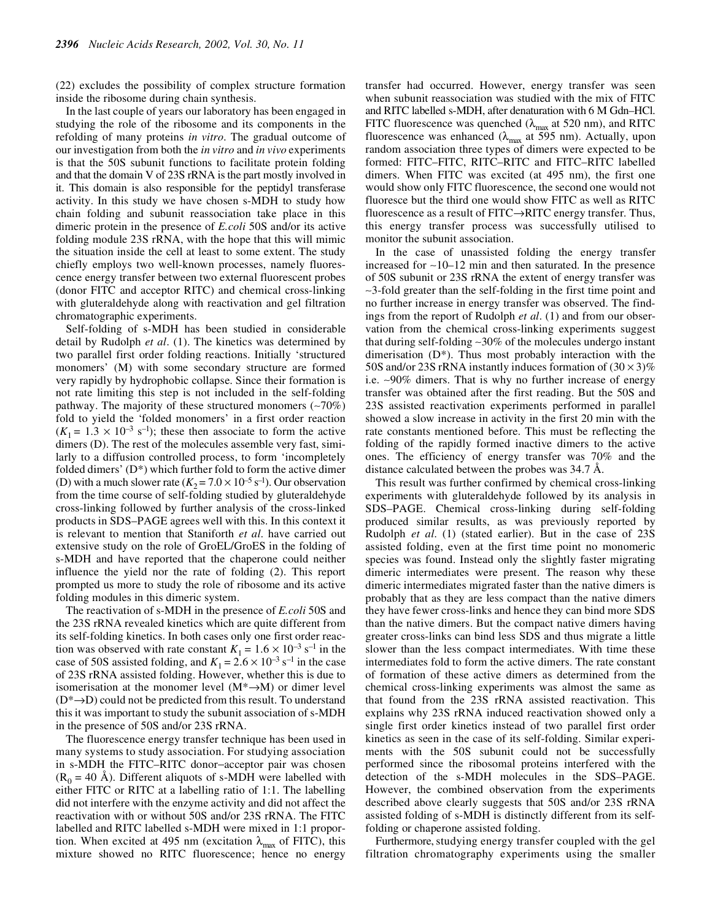(22) excludes the possibility of complex structure formation inside the ribosome during chain synthesis.

In the last couple of years our laboratory has been engaged in studying the role of the ribosome and its components in the refolding of many proteins *in vitro*. The gradual outcome of our investigation from both the *in vitro* and *in vivo* experiments is that the 50S subunit functions to facilitate protein folding and that the domain V of 23S rRNA is the part mostly involved in it. This domain is also responsible for the peptidyl transferase activity. In this study we have chosen s-MDH to study how chain folding and subunit reassociation take place in this dimeric protein in the presence of *E.coli* 50S and/or its active folding module 23S rRNA, with the hope that this will mimic the situation inside the cell at least to some extent. The study chiefly employs two well-known processes, namely fluorescence energy transfer between two external fluorescent probes (donor FITC and acceptor RITC) and chemical cross-linking with gluteraldehyde along with reactivation and gel filtration chromatographic experiments.

Self-folding of s-MDH has been studied in considerable detail by Rudolph *et al*. (1). The kinetics was determined by two parallel first order folding reactions. Initially 'structured monomers' (M) with some secondary structure are formed very rapidly by hydrophobic collapse. Since their formation is not rate limiting this step is not included in the self-folding pathway. The majority of these structured monomers (~70%) fold to yield the 'folded monomers' in a first order reaction ($K_1 = 1.3 \times 10^{-3}\ s^{-1}$); these then associate to form the active dimers (D). The rest of the molecules assemble very fast, similarly to a diffusion controlled process, to form 'incompletely folded dimers' (D*) which further fold to form the active dimer (D) with a much slower rate ($K_2 = 7.0 \times 10^{-5}\ s^{-1}$). Our observation from the time course of self-folding studied by gluteraldehyde cross-linking followed by further analysis of the cross-linked products in SDS–PAGE agrees well with this. In this context it is relevant to mention that Staniforth *et al*. have carried out extensive study on the role of GroEL/GroES in the folding of s-MDH and have reported that the chaperone could neither influence the yield nor the rate of folding (2). This report prompted us more to study the role of ribosome and its active folding modules in this dimeric system.

The reactivation of s-MDH in the presence of *E.coli* 50S and the 23S rRNA revealed kinetics which are quite different from its self-folding kinetics. In both cases only one first order reaction was observed with rate constant $K_1 = 1.6 \times 10^{-3}\ s^{-1}$ in the case of 50S assisted folding, and $K_1 = 2.6 \times 10^{-3}\ s^{-1}$ in the case of 23S rRNA assisted folding. However, whether this is due to isomerisation at the monomer level ($M^* \rightarrow M$) or dimer level ($D^* \rightarrow D$) could not be predicted from this result. To understand this it was important to study the subunit association of s-MDH in the presence of 50S and/or 23S rRNA.

The fluorescence energy transfer technique has been used in many systems to study association. For studying association in s-MDH the FITC–RITC donor–acceptor pair was chosen ($R_0$ = 40 Å). Different aliquots of s-MDH were labelled with either FITC or RITC at a labelling ratio of 1:1. The labelling did not interfere with the enzyme activity and did not affect the reactivation with or without 50S and/or 23S rRNA. The FITC labelled and RITC labelled s-MDH were mixed in 1:1 proportion. When excited at 495 nm (excitation $\lambda_{max}$ of FITC), this mixture showed no RITC fluorescence; hence no energy transfer had occurred. However, energy transfer was seen when subunit reassociation was studied with the mix of FITC and RITC labelled s-MDH, after denaturation with 6 M Gdn–HCl. FITC fluorescence was quenched ($\lambda_{max}$ at 520 nm), and RITC fluorescence was enhanced ($\lambda_{max}$ at 595 nm). Actually, upon random association three types of dimers were expected to be formed: FITC–FITC, RITC–RITC and FITC–RITC labelled dimers. When FITC was excited (at 495 nm), the first one would show only FITC fluorescence, the second one would not fluoresce but the third one would show FITC as well as RITC fluorescence as a result of FITC→RITC energy transfer. Thus, this energy transfer process was successfully utilised to monitor the subunit association.

In the case of unassisted folding the energy transfer increased for ~10–12 min and then saturated. In the presence of 50S subunit or 23S rRNA the extent of energy transfer was ~3-fold greater than the self-folding in the first time point and no further increase in energy transfer was observed. The findings from the report of Rudolph *et al*. (1) and from our observation from the chemical cross-linking experiments suggest that during self-folding ~30% of the molecules undergo instant dimerisation (D*). Thus most probably interaction with the 50S and/or 23S rRNA instantly induces formation of $(30 \times 3)$% i.e. ~90% dimers. That is why no further increase of energy transfer was obtained after the first reading. But the 50S and 23S assisted reactivation experiments performed in parallel showed a slow increase in activity in the first 20 min with the rate constants mentioned before. This must be reflecting the folding of the rapidly formed inactive dimers to the active ones. The efficiency of energy transfer was 70% and the distance calculated between the probes was 34.7 Å.

This result was further confirmed by chemical cross-linking experiments with gluteraldehyde followed by its analysis in SDS–PAGE. Chemical cross-linking during self-folding produced similar results, as was previously reported by Rudolph *et al*. (1) (stated earlier). But in the case of 23S assisted folding, even at the first time point no monomeric species was found. Instead only the slightly faster migrating dimeric intermediates were present. The reason why these dimeric intermediates migrated faster than the native dimers is probably that as they are less compact than the native dimers they have fewer cross-links and hence they can bind more SDS than the native dimers. But the compact native dimers having greater cross-links can bind less SDS and thus migrate a little slower than the less compact intermediates. With time these intermediates fold to form the active dimers. The rate constant of formation of these active dimers as determined from the chemical cross-linking experiments was almost the same as that found from the 23S rRNA assisted reactivation. This explains why 23S rRNA induced reactivation showed only a single first order kinetics instead of two parallel first order kinetics as seen in the case of its self-folding. Similar experiments with the 50S subunit could not be successfully performed since the ribosomal proteins interfered with the detection of the s-MDH molecules in the SDS–PAGE. However, the combined observation from the experiments described above clearly suggests that 50S and/or 23S rRNA assisted folding of s-MDH is distinctly different from its self-folding or chaperone assisted folding.

Furthermore, studying energy transfer coupled with the gel filtration chromatography experiments using the smaller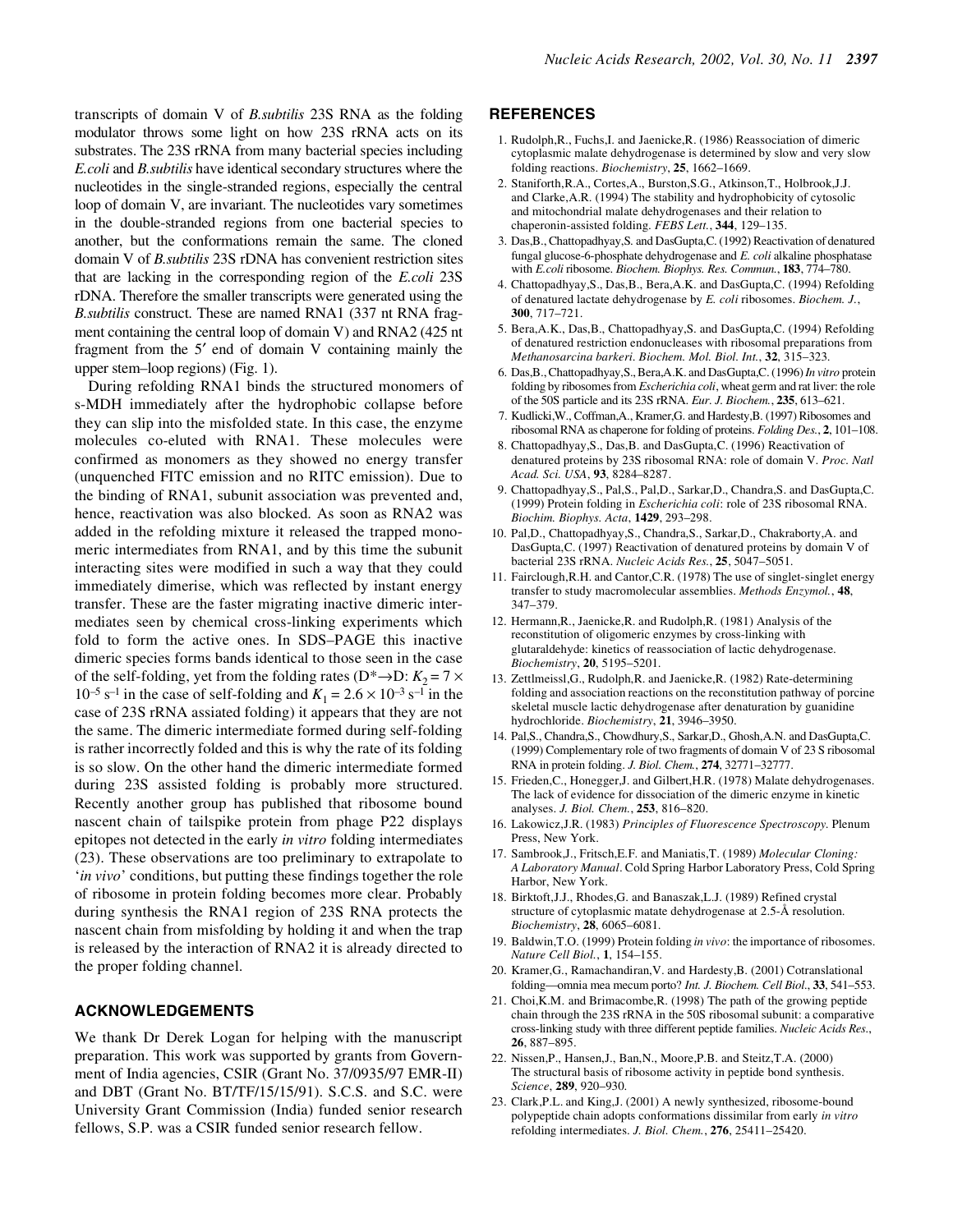transcripts of domain V of *B.subtilis* 23S RNA as the folding modulator throws some light on how 23S rRNA acts on its substrates. The 23S rRNA from many bacterial species including *E.coli* and *B.subtilis* have identical secondary structures where the nucleotides in the single-stranded regions, especially the central loop of domain V, are invariant. The nucleotides vary sometimes in the double-stranded regions from one bacterial species to another, but the conformations remain the same. The cloned domain V of *B.subtilis* 23S rDNA has convenient restriction sites that are lacking in the corresponding region of the *E.coli* 23S rDNA. Therefore the smaller transcripts were generated using the *B.subtilis* construct. These are named RNA1 (337 nt RNA fragment containing the central loop of domain V) and RNA2 (425 nt fragment from the 5′ end of domain V containing mainly the upper stem–loop regions) (Fig. 1).

During refolding RNA1 binds the structured monomers of s-MDH immediately after the hydrophobic collapse before they can slip into the misfolded state. In this case, the enzyme molecules co-eluted with RNA1. These molecules were confirmed as monomers as they showed no energy transfer (unquenched FITC emission and no RITC emission). Due to the binding of RNA1, subunit association was prevented and, hence, reactivation was also blocked. As soon as RNA2 was added in the refolding mixture it released the trapped monomeric intermediates from RNA1, and by this time the subunit interacting sites were modified in such a way that they could immediately dimerise, which was reflected by instant energy transfer. These are the faster migrating inactive dimeric intermediates seen by chemical cross-linking experiments which fold to form the active ones. In SDS–PAGE this inactive dimeric species forms bands identical to those seen in the case of the self-folding, yet from the folding rates (D*→D: $K_2 = 7 \times 10^{-5}$ s$^{-1}$ in the case of self-folding and $K_1 = 2.6 \times 10^{-3}$ s$^{-1}$ in the case of 23S rRNA assiated folding) it appears that they are not the same. The dimeric intermediate formed during self-folding is rather incorrectly folded and this is why the rate of its folding is so slow. On the other hand the dimeric intermediate formed during 23S assisted folding is probably more structured. Recently another group has published that ribosome bound nascent chain of tailspike protein from phage P22 displays epitopes not detected in the early *in vitro* folding intermediates (23). These observations are too preliminary to extrapolate to '*in vivo*' conditions, but putting these findings together the role of ribosome in protein folding becomes more clear. Probably during synthesis the RNA1 region of 23S RNA protects the nascent chain from misfolding by holding it and when the trap is released by the interaction of RNA2 it is already directed to the proper folding channel.

## ACKNOWLEDGEMENTS

We thank Dr Derek Logan for helping with the manuscript preparation. This work was supported by grants from Government of India agencies, CSIR (Grant No. 37/0935/97 EMR-II) and DBT (Grant No. BT/TF/15/15/91). S.C.S. and S.C. were University Grant Commission (India) funded senior research fellows, S.P. was a CSIR funded senior research fellow.

## REFERENCES

1. Rudolph,R., Fuchs,I. and Jaenicke,R. (1986) Reassociation of dimeric cytoplasmic malate dehydrogenase is determined by slow and very slow folding reactions. *Biochemistry*, **25**, 1662–1669.
2. Staniforth,R.A., Cortes,A., Burston,S.G., Atkinson,T., Holbrook,J.J. and Clarke,A.R. (1994) The stability and hydrophobicity of cytosolic and mitochondrial malate dehydrogenases and their relation to chaperonin-assisted folding. *FEBS Lett.*, **344**, 129–135.
3. Das,B., Chattopadhyay,S. and DasGupta,C. (1992) Reactivation of denatured fungal glucose-6-phosphate dehydrogenase and *E. coli* alkaline phosphatase with *E.coli* ribosome. *Biochem. Biophys. Res. Commun.*, **183**, 774–780.
4. Chattopadhyay,S., Das,B., Bera,A.K. and DasGupta,C. (1994) Refolding of denatured lactate dehydrogenase by *E. coli* ribosomes. *Biochem. J.*, **300**, 717–721.
5. Bera,A.K., Das,B., Chattopadhyay,S. and DasGupta,C. (1994) Refolding of denatured restriction endonucleases with ribosomal preparations from *Methanosarcina barkeri*. *Biochem. Mol. Biol. Int.*, **32**, 315–323.
6. Das,B., Chattopadhyay,S., Bera,A.K. and DasGupta,C. (1996) *In vitro* protein folding by ribosomes from *Escherichia coli*, wheat germ and rat liver: the role of the 50S particle and its 23S rRNA. *Eur. J. Biochem.*, **235**, 613–621.
7. Kudlicki,W., Coffman,A., Kramer,G. and Hardesty,B. (1997) Ribosomes and ribosomal RNA as chaperone for folding of proteins. *Folding Des.*, **2**, 101–108.
8. Chattopadhyay,S., Das,B. and DasGupta,C. (1996) Reactivation of denatured proteins by 23S ribosomal RNA: role of domain V. *Proc. Natl Acad. Sci. USA*, **93**, 8284–8287.
9. Chattopadhyay,S., Pal,S., Pal,D., Sarkar,D., Chandra,S. and DasGupta,C. (1999) Protein folding in *Escherichia coli*: role of 23S ribosomal RNA. *Biochim. Biophys. Acta*, **1429**, 293–298.
10. Pal,D., Chattopadhyay,S., Chandra,S., Sarkar,D., Chakraborty,A. and DasGupta,C. (1997) Reactivation of denatured proteins by domain V of bacterial 23S rRNA. *Nucleic Acids Res.*, **25**, 5047–5051.
11. Fairclough,R.H. and Cantor,C.R. (1978) The use of singlet-singlet energy transfer to study macromolecular assemblies. *Methods Enzymol.*, **48**, 347–379.
12. Hermann,R., Jaenicke,R. and Rudolph,R. (1981) Analysis of the reconstitution of oligomeric enzymes by cross-linking with glutaraldehyde: kinetics of reassociation of lactic dehydrogenase. *Biochemistry*, **20**, 5195–5201.
13. Zettlmeissl,G., Rudolph,R. and Jaenicke,R. (1982) Rate-determining folding and association reactions on the reconstitution pathway of porcine skeletal muscle lactic dehydrogenase after denaturation by guanidine hydrochloride. *Biochemistry*, **21**, 3946–3950.
14. Pal,S., Chandra,S., Chowdhury,S., Sarkar,D., Ghosh,A.N. and DasGupta,C. (1999) Complementary role of two fragments of domain V of 23 S ribosomal RNA in protein folding. *J. Biol. Chem.*, **274**, 32771–32777.
15. Frieden,C., Honegger,J. and Gilbert,H.R. (1978) Malate dehydrogenases. The lack of evidence for dissociation of the dimeric enzyme in kinetic analyses. *J. Biol. Chem.*, **253**, 816–820.
16. Lakowicz,J.R. (1983) *Principles of Fluorescence Spectroscopy*. Plenum Press, New York.
17. Sambrook,J., Fritsch,E.F. and Maniatis,T. (1989) *Molecular Cloning: A Laboratory Manual*. Cold Spring Harbor Laboratory Press, Cold Spring Harbor, New York.
18. Birktoft,J.J., Rhodes,G. and Banaszak,L.J. (1989) Refined crystal structure of cytoplasmic matate dehydrogenase at 2.5-Å resolution. *Biochemistry*, **28**, 6065–6081.
19. Baldwin,T.O. (1999) Protein folding *in vivo*: the importance of ribosomes. *Nature Cell Biol.*, **1**, 154–155.
20. Kramer,G., Ramachandiran,V. and Hardesty,B. (2001) Cotranslational folding—omnia mea mecum porto? *Int. J. Biochem. Cell Biol.*, **33**, 541–553.
21. Choi,K.M. and Brimacombe,R. (1998) The path of the growing peptide chain through the 23S rRNA in the 50S ribosomal subunit: a comparative cross-linking study with three different peptide families. *Nucleic Acids Res.*, **26**, 887–895.
22. Nissen,P., Hansen,J., Ban,N., Moore,P.B. and Steitz,T.A. (2000) The structural basis of ribosome activity in peptide bond synthesis. *Science*, **289**, 920–930.
23. Clark,P.L. and King,J. (2001) A newly synthesized, ribosome-bound polypeptide chain adopts conformations dissimilar from early *in vitro* refolding intermediates. *J. Biol. Chem.*, **276**, 25411–25420.